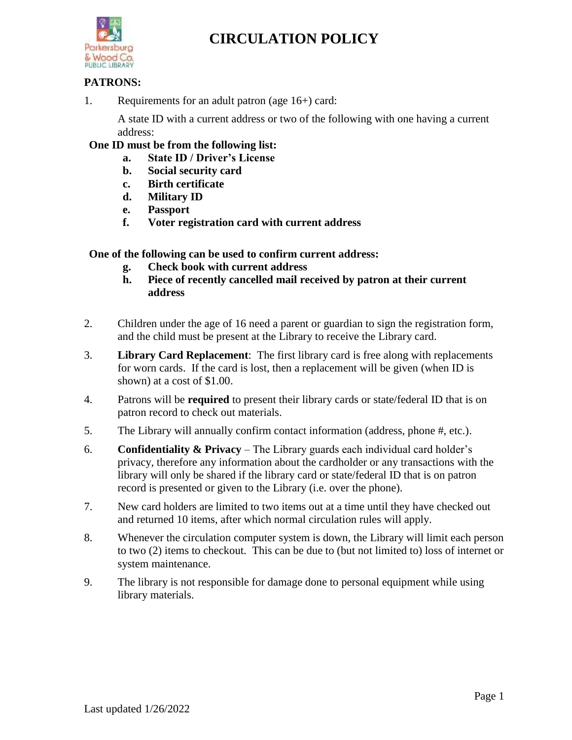# CIRCULATION POLICY

## PATRONS:

1. Requirements for an adult patron (age 16+) card:

   A state ID with a current address or two of the following with one having a current address:

**One ID must be from the following list:**

- **a. State ID / Driver's License**
- **b. Social security card**
- **c. Birth certificate**
- **d. Military ID**
- **e. Passport**
- **f. Voter registration card with current address**

**One of the following can be used to confirm current address:**

- **g. Check book with current address**
- **h. Piece of recently cancelled mail received by patron at their current address**

2. Children under the age of 16 need a parent or guardian to sign the registration form, and the child must be present at the Library to receive the Library card.

3. **Library Card Replacement**: The first library card is free along with replacements for worn cards. If the card is lost, then a replacement will be given (when ID is shown) at a cost of $1.00.

4. Patrons will be **required** to present their library cards or state/federal ID that is on patron record to check out materials.

5. The Library will annually confirm contact information (address, phone #, etc.).

6. **Confidentiality & Privacy** – The Library guards each individual card holder's privacy, therefore any information about the cardholder or any transactions with the library will only be shared if the library card or state/federal ID that is on patron record is presented or given to the Library (i.e. over the phone).

7. New card holders are limited to two items out at a time until they have checked out and returned 10 items, after which normal circulation rules will apply.

8. Whenever the circulation computer system is down, the Library will limit each person to two (2) items to checkout. This can be due to (but not limited to) loss of internet or system maintenance.

9. The library is not responsible for damage done to personal equipment while using library materials.

Last updated 1/26/2022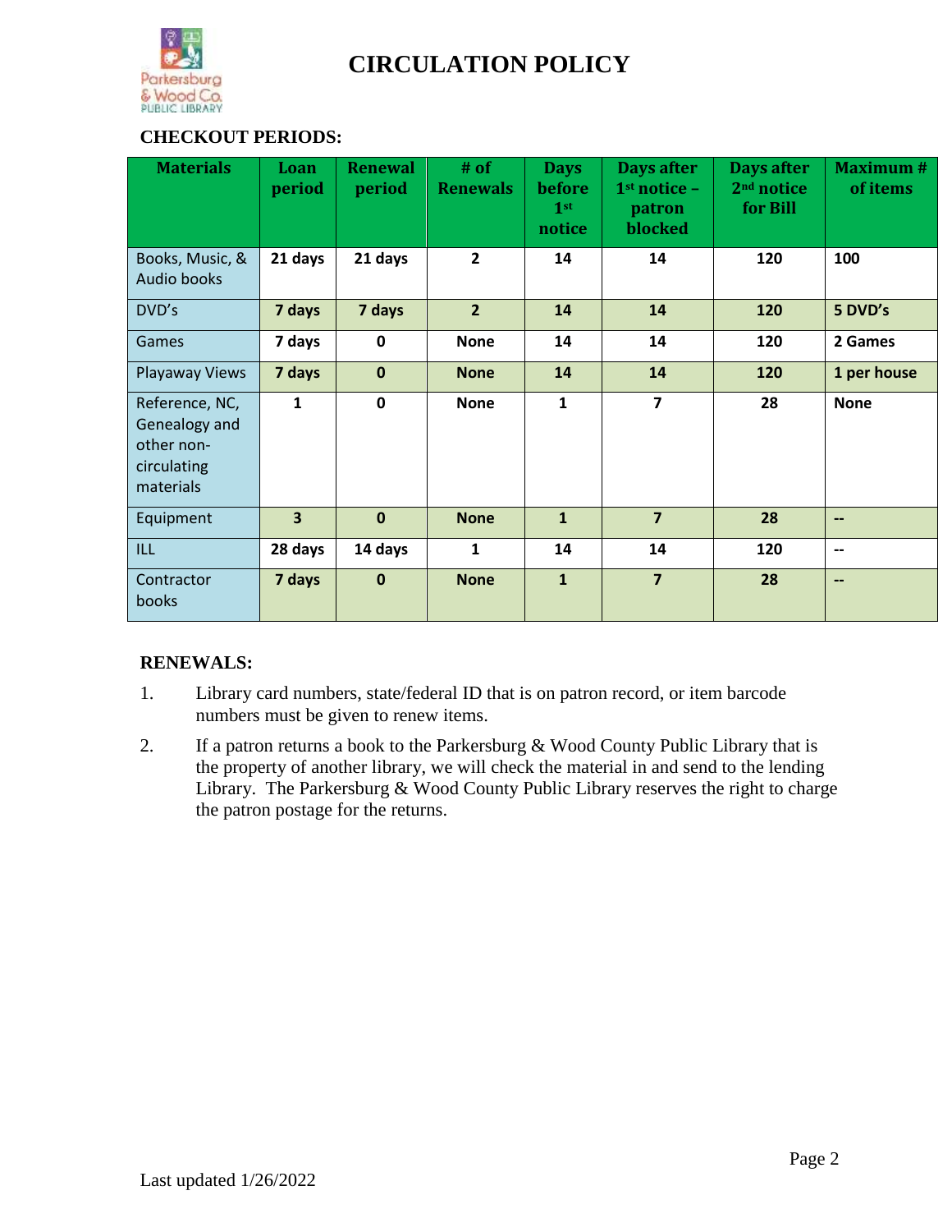# CIRCULATION POLICY

**CHECKOUT PERIODS:**

| Materials | Loan period | Renewal period | # of Renewals | Days before 1st notice | Days after 1st notice – patron blocked | Days after 2nd notice for Bill | Maximum # of items |
|---|---|---|---|---|---|---|---|
| Books, Music, & Audio books | 21 days | 21 days | 2 | 14 | 14 | 120 | 100 |
| DVD's | 7 days | 7 days | 2 | 14 | 14 | 120 | 5 DVD's |
| Games | 7 days | 0 | None | 14 | 14 | 120 | 2 Games |
| Playaway Views | 7 days | 0 | None | 14 | 14 | 120 | 1 per house |
| Reference, NC, Genealogy and other non-circulating materials | 1 | 0 | None | 1 | 7 | 28 | None |
| Equipment | 3 | 0 | None | 1 | 7 | 28 | -- |
| ILL | 28 days | 14 days | 1 | 14 | 14 | 120 | -- |
| Contractor books | 7 days | 0 | None | 1 | 7 | 28 | -- |

**RENEWALS:**

1. Library card numbers, state/federal ID that is on patron record, or item barcode numbers must be given to renew items.
2. If a patron returns a book to the Parkersburg & Wood County Public Library that is the property of another library, we will check the material in and send to the lending Library. The Parkersburg & Wood County Public Library reserves the right to charge the patron postage for the returns.

Last updated 1/26/2022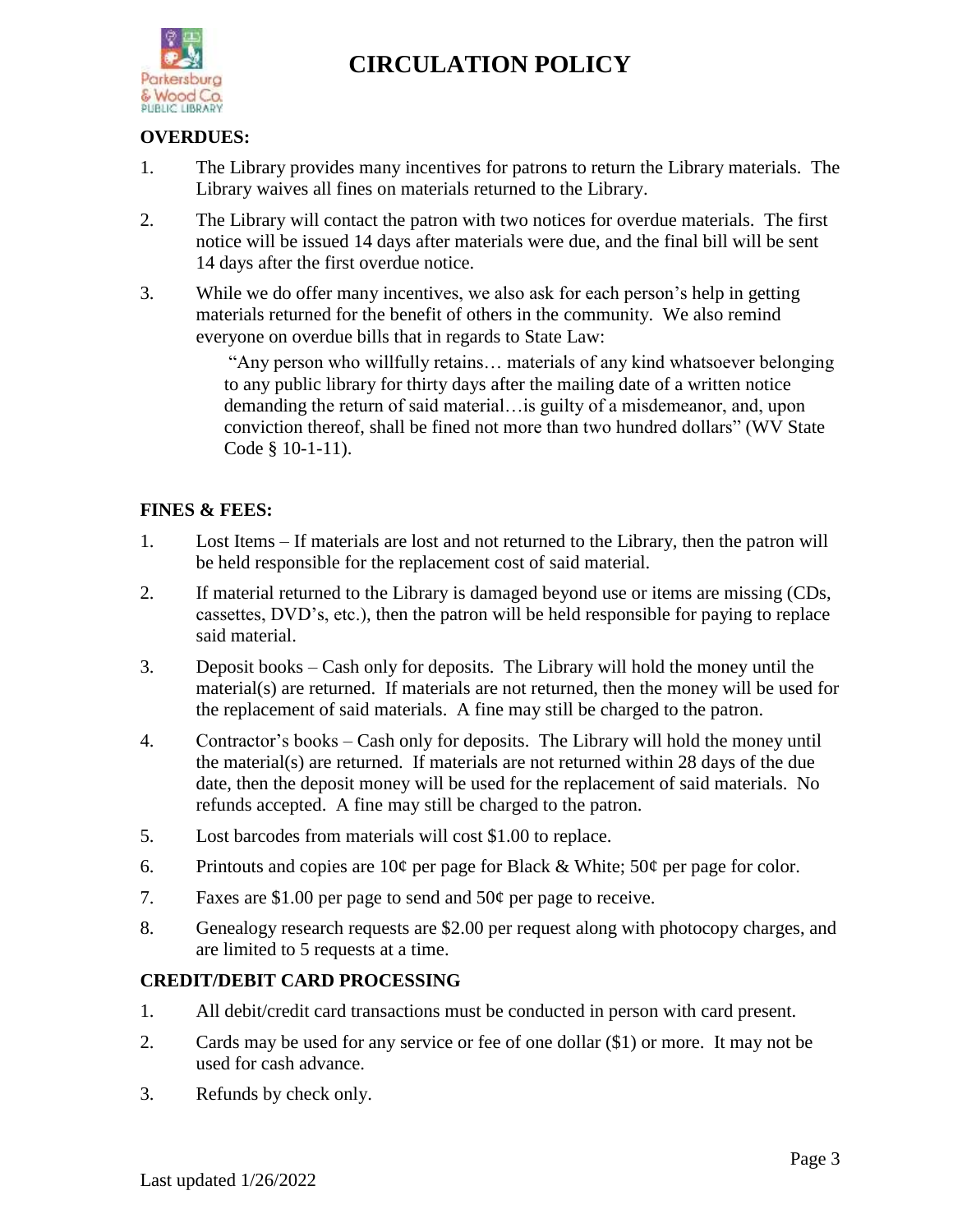# CIRCULATION POLICY

## OVERDUES:

1. The Library provides many incentives for patrons to return the Library materials. The Library waives all fines on materials returned to the Library.
2. The Library will contact the patron with two notices for overdue materials. The first notice will be issued 14 days after materials were due, and the final bill will be sent 14 days after the first overdue notice.
3. While we do offer many incentives, we also ask for each person's help in getting materials returned for the benefit of others in the community. We also remind everyone on overdue bills that in regards to State Law:

   > "Any person who willfully retains… materials of any kind whatsoever belonging to any public library for thirty days after the mailing date of a written notice demanding the return of said material…is guilty of a misdemeanor, and, upon conviction thereof, shall be fined not more than two hundred dollars" (WV State Code § 10-1-11).

## FINES & FEES:

1. Lost Items – If materials are lost and not returned to the Library, then the patron will be held responsible for the replacement cost of said material.
2. If material returned to the Library is damaged beyond use or items are missing (CDs, cassettes, DVD's, etc.), then the patron will be held responsible for paying to replace said material.
3. Deposit books – Cash only for deposits. The Library will hold the money until the material(s) are returned. If materials are not returned, then the money will be used for the replacement of said materials. A fine may still be charged to the patron.
4. Contractor's books – Cash only for deposits. The Library will hold the money until the material(s) are returned. If materials are not returned within 28 days of the due date, then the deposit money will be used for the replacement of said materials. No refunds accepted. A fine may still be charged to the patron.
5. Lost barcodes from materials will cost $1.00 to replace.
6. Printouts and copies are 10¢ per page for Black & White; 50¢ per page for color.
7. Faxes are $1.00 per page to send and 50¢ per page to receive.
8. Genealogy research requests are $2.00 per request along with photocopy charges, and are limited to 5 requests at a time.

## CREDIT/DEBIT CARD PROCESSING

1. All debit/credit card transactions must be conducted in person with card present.
2. Cards may be used for any service or fee of one dollar ($1) or more. It may not be used for cash advance.
3. Refunds by check only.

Last updated 1/26/2022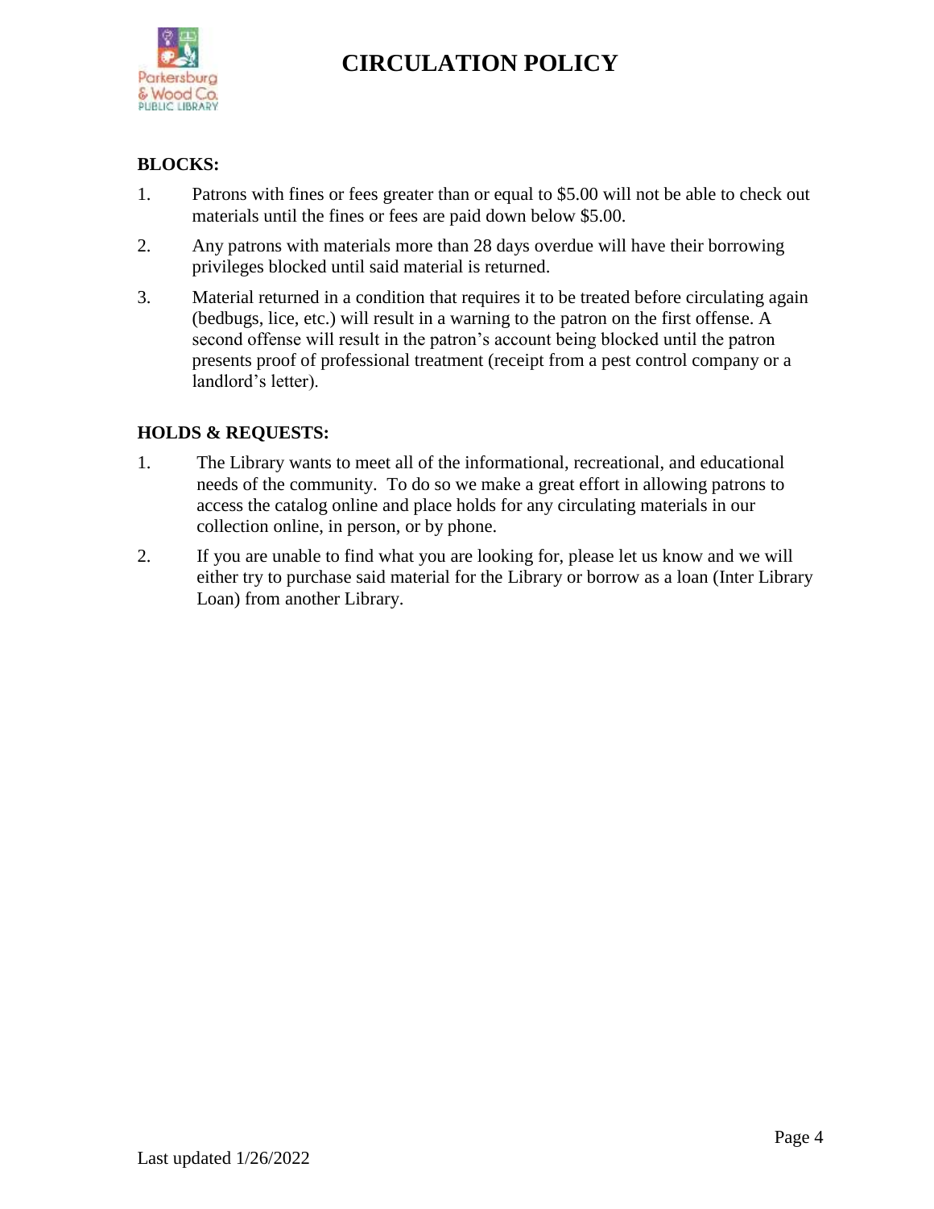# CIRCULATION POLICY

**BLOCKS:**

1. Patrons with fines or fees greater than or equal to $5.00 will not be able to check out materials until the fines or fees are paid down below $5.00.
2. Any patrons with materials more than 28 days overdue will have their borrowing privileges blocked until said material is returned.
3. Material returned in a condition that requires it to be treated before circulating again (bedbugs, lice, etc.) will result in a warning to the patron on the first offense. A second offense will result in the patron's account being blocked until the patron presents proof of professional treatment (receipt from a pest control company or a landlord's letter).

**HOLDS & REQUESTS:**

1. The Library wants to meet all of the informational, recreational, and educational needs of the community. To do so we make a great effort in allowing patrons to access the catalog online and place holds for any circulating materials in our collection online, in person, or by phone.
2. If you are unable to find what you are looking for, please let us know and we will either try to purchase said material for the Library or borrow as a loan (Inter Library Loan) from another Library.

Last updated 1/26/2022